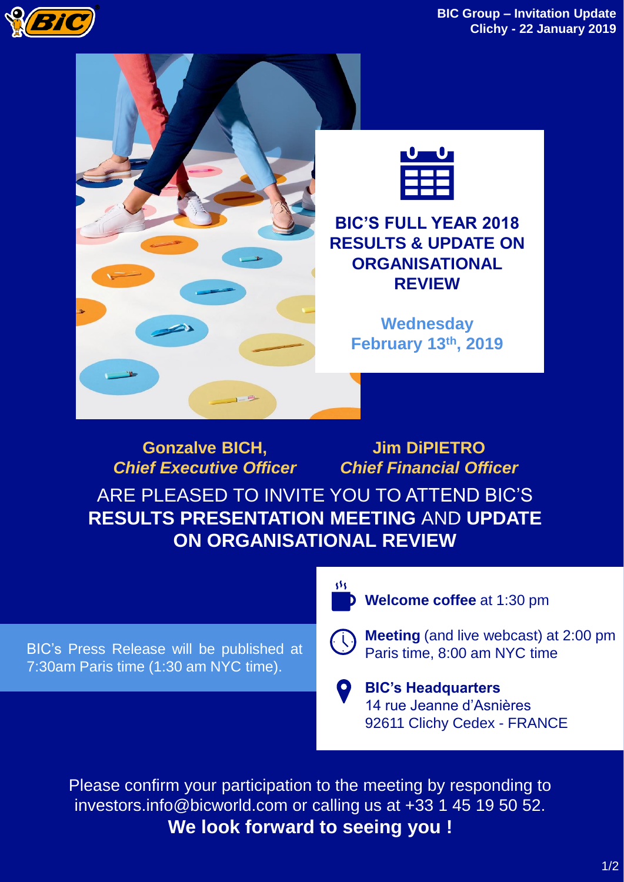BIC Group – Invitation Update
Clichy - 22 January 2019

# BIC'S FULL YEAR 2018 RESULTS & UPDATE ON ORGANISATIONAL REVIEW

**Wednesday February 13th, 2019**

**Gonzalve BICH,**
***Chief Executive Officer***

**Jim DiPIETRO**
***Chief Financial Officer***

ARE PLEASED TO INVITE YOU TO ATTEND BIC'S **RESULTS PRESENTATION MEETING** AND **UPDATE ON ORGANISATIONAL REVIEW**

BIC's Press Release will be published at 7:30am Paris time (1:30 am NYC time).

**Welcome coffee** at 1:30 pm

**Meeting** (and live webcast) at 2:00 pm Paris time, 8:00 am NYC time

**BIC's Headquarters**
14 rue Jeanne d'Asnières
92611 Clichy Cedex - FRANCE

Please confirm your participation to the meeting by responding to investors.info@bicworld.com or calling us at +33 1 45 19 50 52.

**We look forward to seeing you !**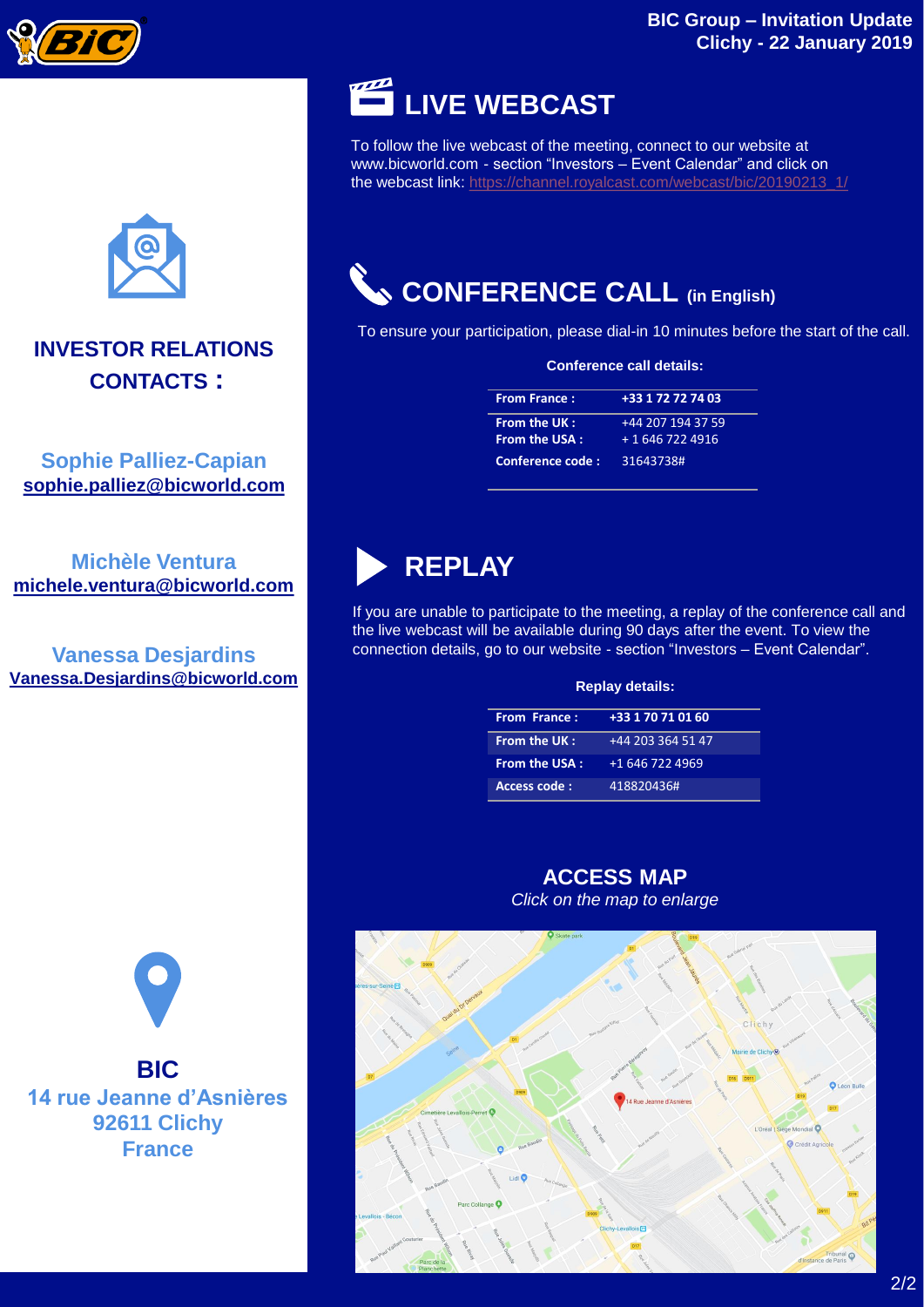# LIVE WEBCAST

To follow the live webcast of the meeting, connect to our website at www.bicworld.com - section "Investors – Event Calendar" and click on the webcast link: https://channel.royalcast.com/webcast/bic/20190213_1/

# CONFERENCE CALL (in English)

To ensure your participation, please dial-in 10 minutes before the start of the call.

**Conference call details:**

| | |
|---|---|
| **From France :** | **+33 1 72 72 74 03** |
| **From the UK :** | +44 207 194 37 59 |
| **From the USA :** | + 1 646 722 4916 |
| **Conference code :** | 31643738# |

# REPLAY

If you are unable to participate to the meeting, a replay of the conference call and the live webcast will be available during 90 days after the event. To view the connection details, go to our website - section "Investors – Event Calendar".

**Replay details:**

| | |
|---|---|
| **From France :** | **+33 1 70 71 01 60** |
| **From the UK :** | +44 203 364 51 47 |
| **From the USA :** | +1 646 722 4969 |
| **Access code :** | 418820436# |

## ACCESS MAP

*Click on the map to enlarge*

## INVESTOR RELATIONS CONTACTS :

**Sophie Palliez-Capian**
sophie.palliez@bicworld.com

**Michèle Ventura**
michele.ventura@bicworld.com

**Vanessa Desjardins**
Vanessa.Desjardins@bicworld.com

**BIC**
**14 rue Jeanne d'Asnières**
**92611 Clichy**
**France**